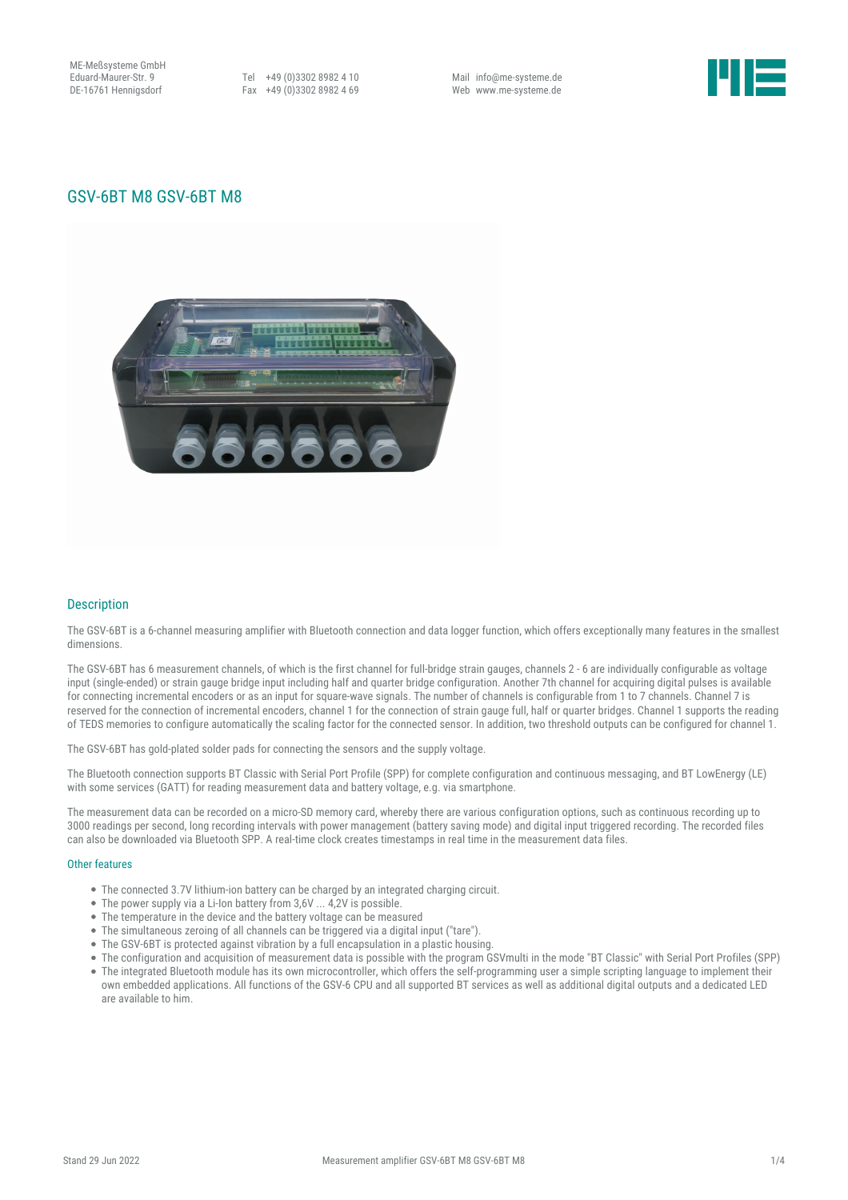ME-Meßsysteme GmbH
Eduard-Maurer-Str. 9
DE-16761 Hennigsdorf

Tel +49 (0)3302 8982 4 10
Fax +49 (0)3302 8982 4 69

Mail info@me-systeme.de
Web www.me-systeme.de

# GSV-6BT M8 GSV-6BT M8

## Description

The GSV-6BT is a 6-channel measuring amplifier with Bluetooth connection and data logger function, which offers exceptionally many features in the smallest dimensions.

The GSV-6BT has 6 measurement channels, of which is the first channel for full-bridge strain gauges, channels 2 - 6 are individually configurable as voltage input (single-ended) or strain gauge bridge input including half and quarter bridge configuration. Another 7th channel for acquiring digital pulses is available for connecting incremental encoders or as an input for square-wave signals. The number of channels is configurable from 1 to 7 channels. Channel 7 is reserved for the connection of incremental encoders, channel 1 for the connection of strain gauge full, half or quarter bridges. Channel 1 supports the reading of TEDS memories to configure automatically the scaling factor for the connected sensor. In addition, two threshold outputs can be configured for channel 1.

The GSV-6BT has gold-plated solder pads for connecting the sensors and the supply voltage.

The Bluetooth connection supports BT Classic with Serial Port Profile (SPP) for complete configuration and continuous messaging, and BT LowEnergy (LE) with some services (GATT) for reading measurement data and battery voltage, e.g. via smartphone.

The measurement data can be recorded on a micro-SD memory card, whereby there are various configuration options, such as continuous recording up to 3000 readings per second, long recording intervals with power management (battery saving mode) and digital input triggered recording. The recorded files can also be downloaded via Bluetooth SPP. A real-time clock creates timestamps in real time in the measurement data files.

### Other features

- The connected 3.7V lithium-ion battery can be charged by an integrated charging circuit.
- The power supply via a Li-Ion battery from 3,6V ... 4,2V is possible.
- The temperature in the device and the battery voltage can be measured
- The simultaneous zeroing of all channels can be triggered via a digital input ("tare").
- The GSV-6BT is protected against vibration by a full encapsulation in a plastic housing.
- The configuration and acquisition of measurement data is possible with the program GSVmulti in the mode "BT Classic" with Serial Port Profiles (SPP)
- The integrated Bluetooth module has its own microcontroller, which offers the self-programming user a simple scripting language to implement their own embedded applications. All functions of the GSV-6 CPU and all supported BT services as well as additional digital outputs and a dedicated LED are available to him.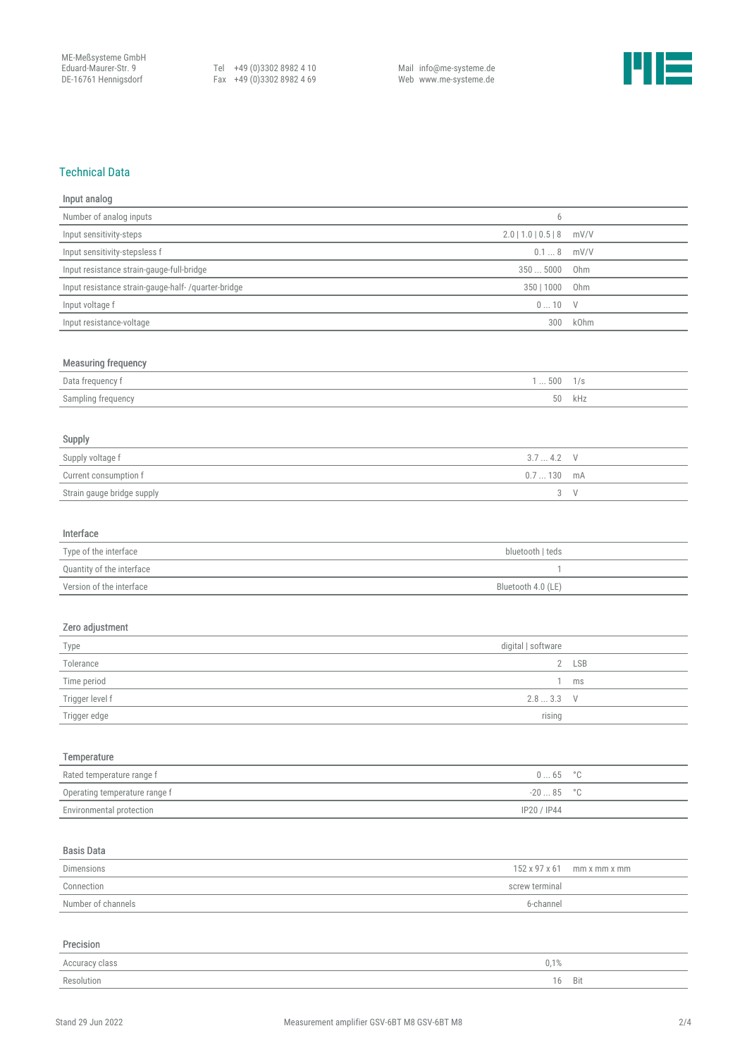## Technical Data

### Input analog

| | | |
|---|---|---|
| Number of analog inputs | 6 | |
| Input sensitivity-steps | 2.0 \| 1.0 \| 0.5 \| 8 | mV/V |
| Input sensitivity-stepsless f | 0.1 ... 8 | mV/V |
| Input resistance strain-gauge-full-bridge | 350 ... 5000 | Ohm |
| Input resistance strain-gauge-half- /quarter-bridge | 350 \| 1000 | Ohm |
| Input voltage f | 0 ... 10 | V |
| Input resistance-voltage | 300 | kOhm |

### Measuring frequency

| | | |
|---|---|---|
| Data frequency f | 1 ... 500 | 1/s |
| Sampling frequency | 50 | kHz |

### Supply

| | | |
|---|---|---|
| Supply voltage f | 3.7 ... 4.2 | V |
| Current consumption f | 0.7 ... 130 | mA |
| Strain gauge bridge supply | 3 | V |

### Interface

| | | |
|---|---|---|
| Type of the interface | bluetooth \| teds | |
| Quantity of the interface | 1 | |
| Version of the interface | Bluetooth 4.0 (LE) | |

### Zero adjustment

| | | |
|---|---|---|
| Type | digital \| software | |
| Tolerance | 2 | LSB |
| Time period | 1 | ms |
| Trigger level f | 2.8 ... 3.3 | V |
| Trigger edge | rising | |

### Temperature

| | | |
|---|---|---|
| Rated temperature range f | 0 ... 65 | °C |
| Operating temperature range f | -20 ... 85 | °C |
| Environmental protection | IP20 / IP44 | |

### Basis Data

| | | |
|---|---|---|
| Dimensions | 152 x 97 x 61 | mm x mm x mm |
| Connection | screw terminal | |
| Number of channels | 6-channel | |

### Precision

| | | |
|---|---|---|
| Accuracy class | 0,1% | |
| Resolution | 16 | Bit |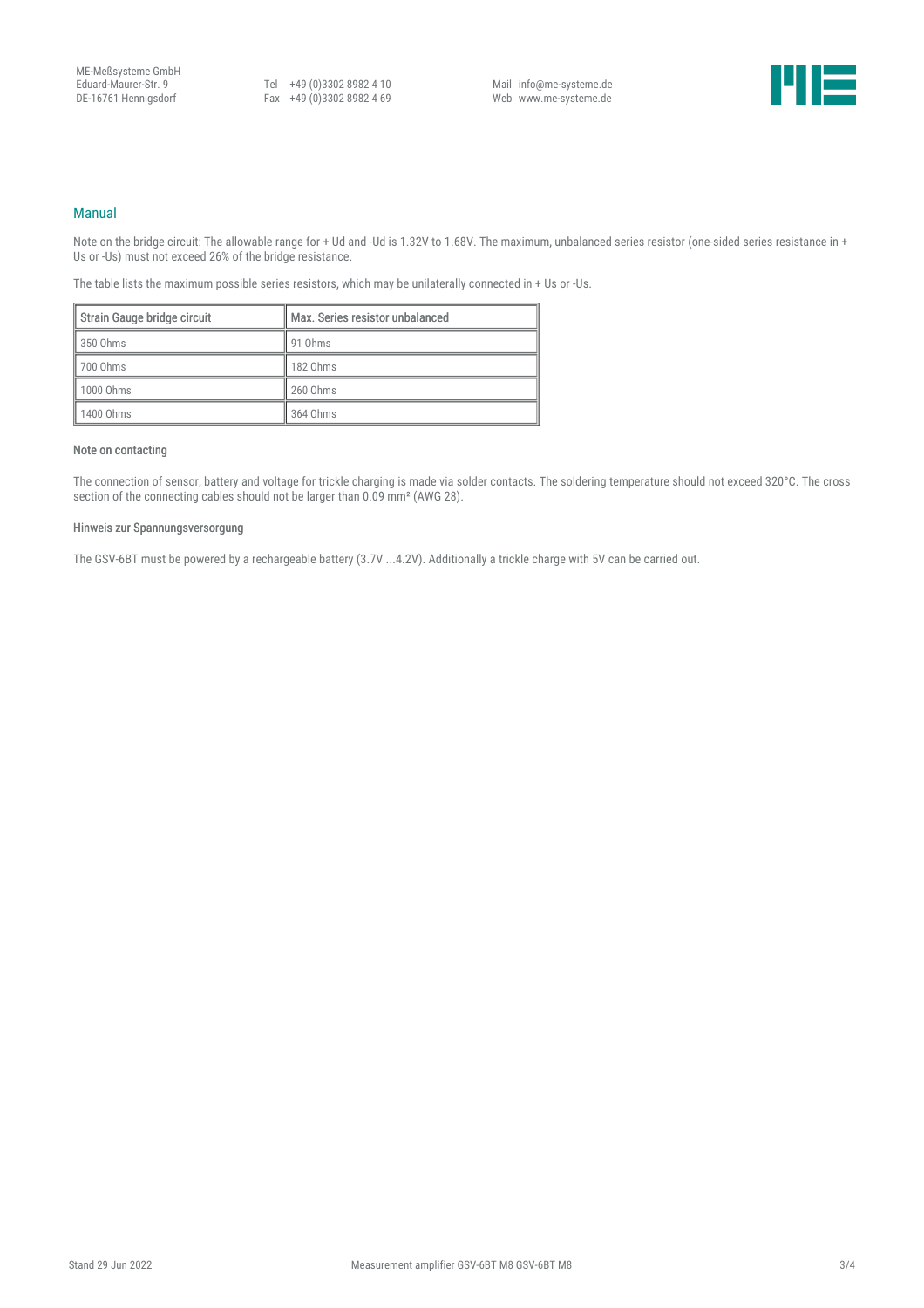## Manual

Note on the bridge circuit: The allowable range for + Ud and -Ud is 1.32V to 1.68V. The maximum, unbalanced series resistor (one-sided series resistance in + Us or -Us) must not exceed 26% of the bridge resistance.

The table lists the maximum possible series resistors, which may be unilaterally connected in + Us or -Us.

| Strain Gauge bridge circuit | Max. Series resistor unbalanced |
|---|---|
| 350 Ohms | 91 Ohms |
| 700 Ohms | 182 Ohms |
| 1000 Ohms | 260 Ohms |
| 1400 Ohms | 364 Ohms |

### Note on contacting

The connection of sensor, battery and voltage for trickle charging is made via solder contacts. The soldering temperature should not exceed 320°C. The cross section of the connecting cables should not be larger than 0.09 mm² (AWG 28).

### Hinweis zur Spannungsversorgung

The GSV-6BT must be powered by a rechargeable battery (3.7V ...4.2V). Additionally a trickle charge with 5V can be carried out.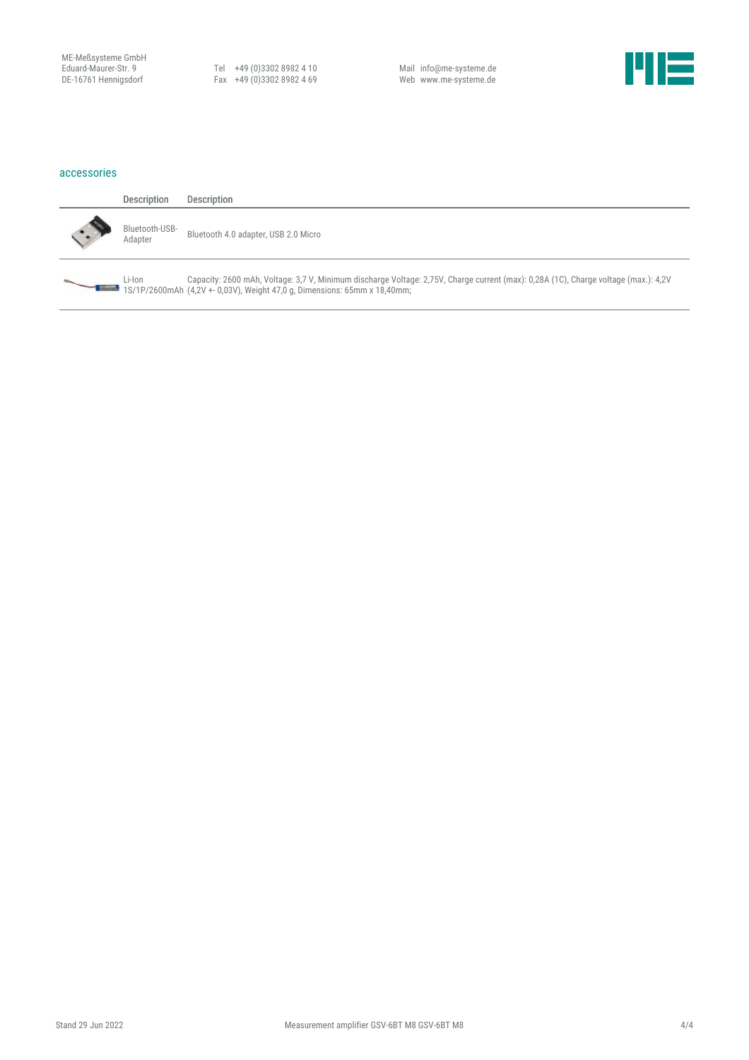## accessories

| | Description | Description |
|---|---|---|
| | Bluetooth-USB-Adapter | Bluetooth 4.0 adapter, USB 2.0 Micro |
| | Li-Ion 1S/1P/2600mAh | Capacity: 2600 mAh, Voltage: 3,7 V, Minimum discharge Voltage: 2,75V, Charge current (max): 0,28A (1C), Charge voltage (max.): 4,2V (4,2V +- 0,03V), Weight 47,0 g, Dimensions: 65mm x 18,40mm; |